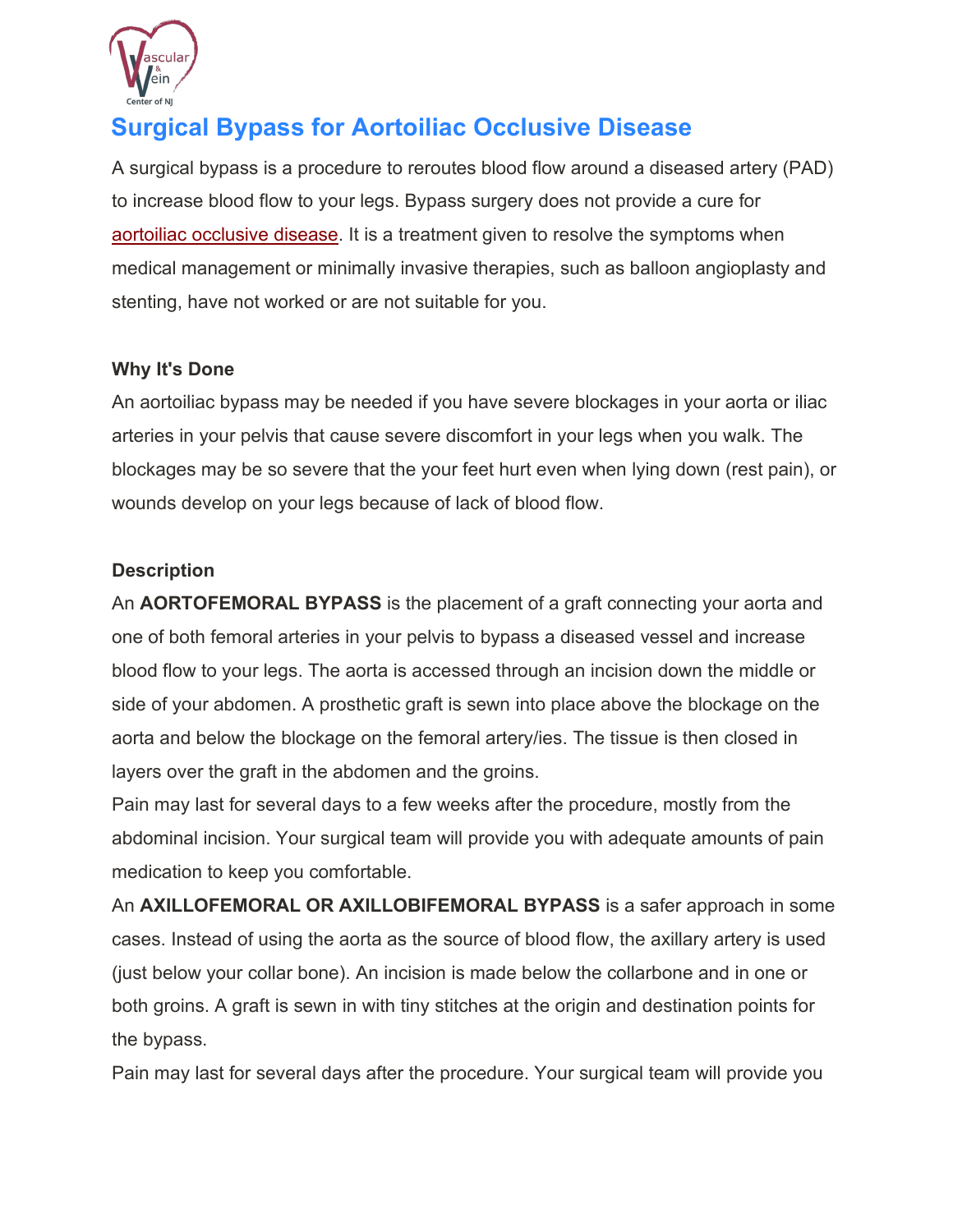# Surgical Bypass for Aortoiliac Occlusive Disease

A surgical bypass is a procedure to reroutes blood flow around a diseased artery (PAD) to increase blood flow to your legs. Bypass surgery does not provide a cure for aortoiliac occlusive disease. It is a treatment given to resolve the symptoms when medical management or minimally invasive therapies, such as balloon angioplasty and stenting, have not worked or are not suitable for you.

**Why It's Done**

An aortoiliac bypass may be needed if you have severe blockages in your aorta or iliac arteries in your pelvis that cause severe discomfort in your legs when you walk. The blockages may be so severe that the your feet hurt even when lying down (rest pain), or wounds develop on your legs because of lack of blood flow.

**Description**

An **AORTOFEMORAL BYPASS** is the placement of a graft connecting your aorta and one of both femoral arteries in your pelvis to bypass a diseased vessel and increase blood flow to your legs. The aorta is accessed through an incision down the middle or side of your abdomen. A prosthetic graft is sewn into place above the blockage on the aorta and below the blockage on the femoral artery/ies. The tissue is then closed in layers over the graft in the abdomen and the groins.

Pain may last for several days to a few weeks after the procedure, mostly from the abdominal incision. Your surgical team will provide you with adequate amounts of pain medication to keep you comfortable.

An **AXILLOFEMORAL OR AXILLOBIFEMORAL BYPASS** is a safer approach in some cases. Instead of using the aorta as the source of blood flow, the axillary artery is used (just below your collar bone). An incision is made below the collarbone and in one or both groins. A graft is sewn in with tiny stitches at the origin and destination points for the bypass.

Pain may last for several days after the procedure. Your surgical team will provide you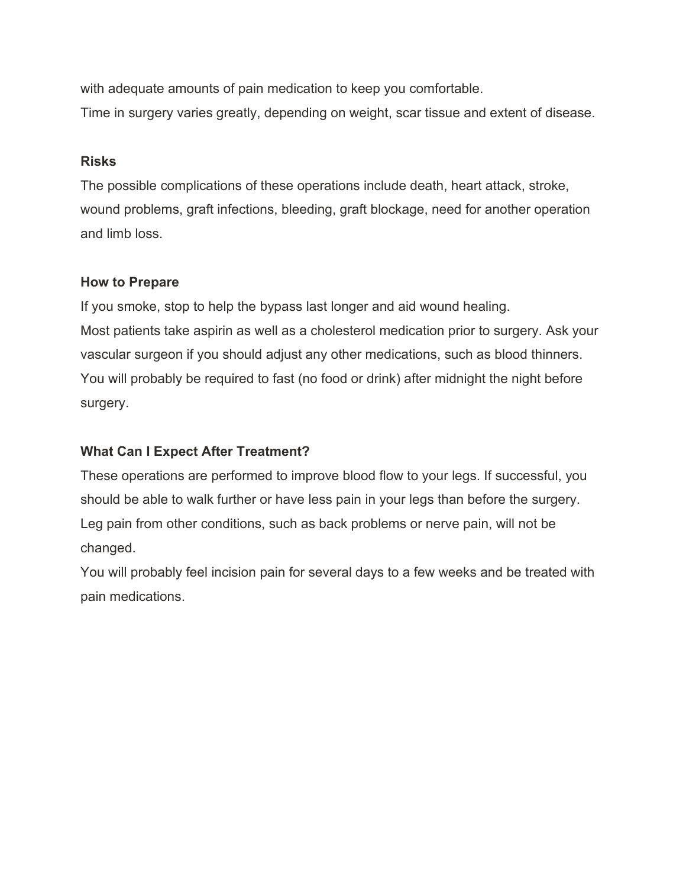with adequate amounts of pain medication to keep you comfortable.
Time in surgery varies greatly, depending on weight, scar tissue and extent of disease.

**Risks**

The possible complications of these operations include death, heart attack, stroke, wound problems, graft infections, bleeding, graft blockage, need for another operation and limb loss.

**How to Prepare**

If you smoke, stop to help the bypass last longer and aid wound healing.
Most patients take aspirin as well as a cholesterol medication prior to surgery. Ask your vascular surgeon if you should adjust any other medications, such as blood thinners.
You will probably be required to fast (no food or drink) after midnight the night before surgery.

**What Can I Expect After Treatment?**

These operations are performed to improve blood flow to your legs. If successful, you should be able to walk further or have less pain in your legs than before the surgery. Leg pain from other conditions, such as back problems or nerve pain, will not be changed.
You will probably feel incision pain for several days to a few weeks and be treated with pain medications.